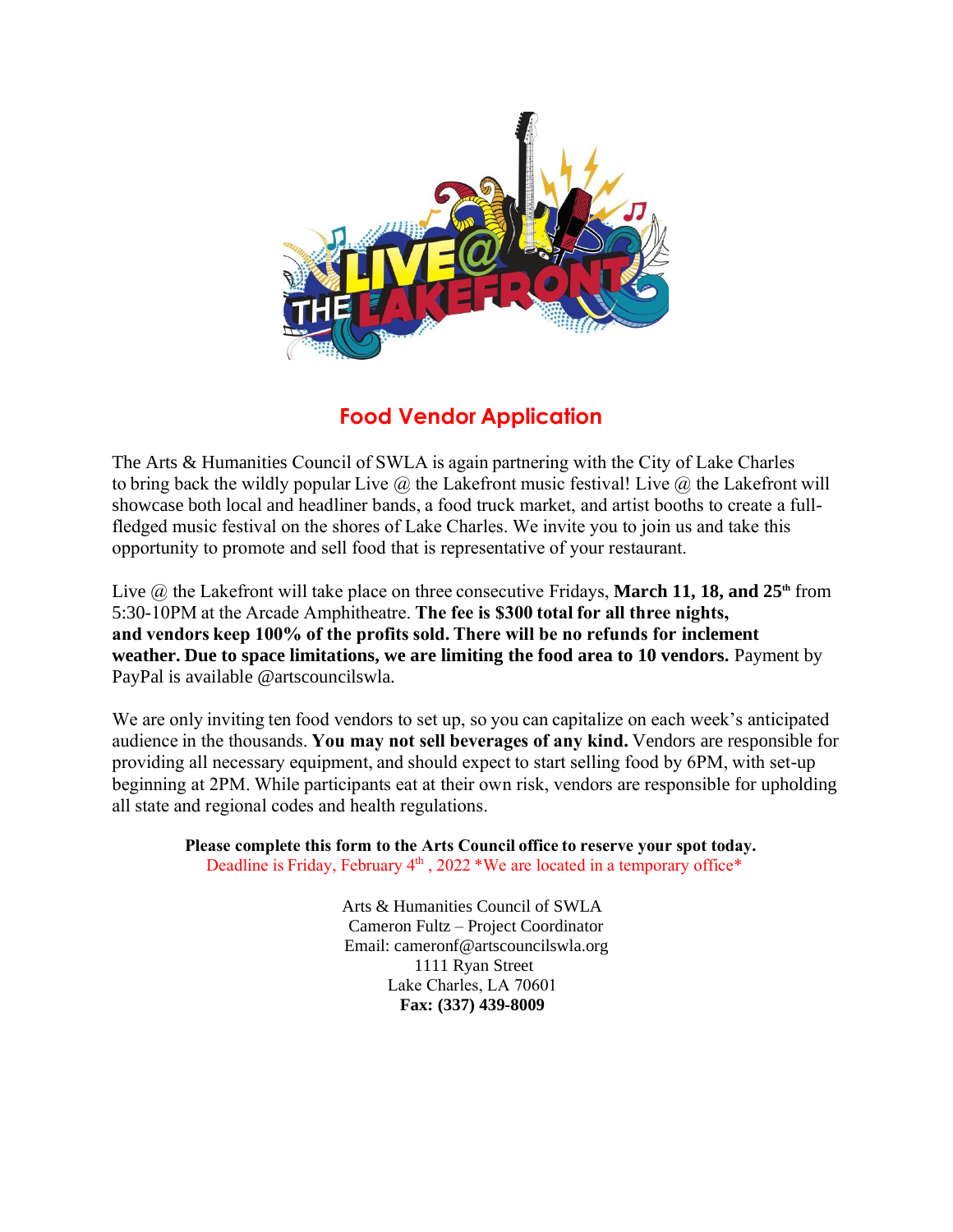# Food Vendor Application

The Arts & Humanities Council of SWLA is again partnering with the City of Lake Charles to bring back the wildly popular Live @ the Lakefront music festival! Live @ the Lakefront will showcase both local and headliner bands, a food truck market, and artist booths to create a full-fledged music festival on the shores of Lake Charles. We invite you to join us and take this opportunity to promote and sell food that is representative of your restaurant.

Live @ the Lakefront will take place on three consecutive Fridays, **March 11, 18, and 25th** from 5:30-10PM at the Arcade Amphitheatre. **The fee is $300 total for all three nights, and vendors keep 100% of the profits sold. There will be no refunds for inclement weather. Due to space limitations, we are limiting the food area to 10 vendors.** Payment by PayPal is available @artscouncilswla.

We are only inviting ten food vendors to set up, so you can capitalize on each week's anticipated audience in the thousands. **You may not sell beverages of any kind.** Vendors are responsible for providing all necessary equipment, and should expect to start selling food by 6PM, with set-up beginning at 2PM. While participants eat at their own risk, vendors are responsible for upholding all state and regional codes and health regulations.

**Please complete this form to the Arts Council office to reserve your spot today.**
Deadline is Friday, February 4th, 2022 *We are located in a temporary office*

Arts & Humanities Council of SWLA
Cameron Fultz – Project Coordinator
Email: cameronf@artscouncilswla.org
1111 Ryan Street
Lake Charles, LA 70601
**Fax: (337) 439-8009**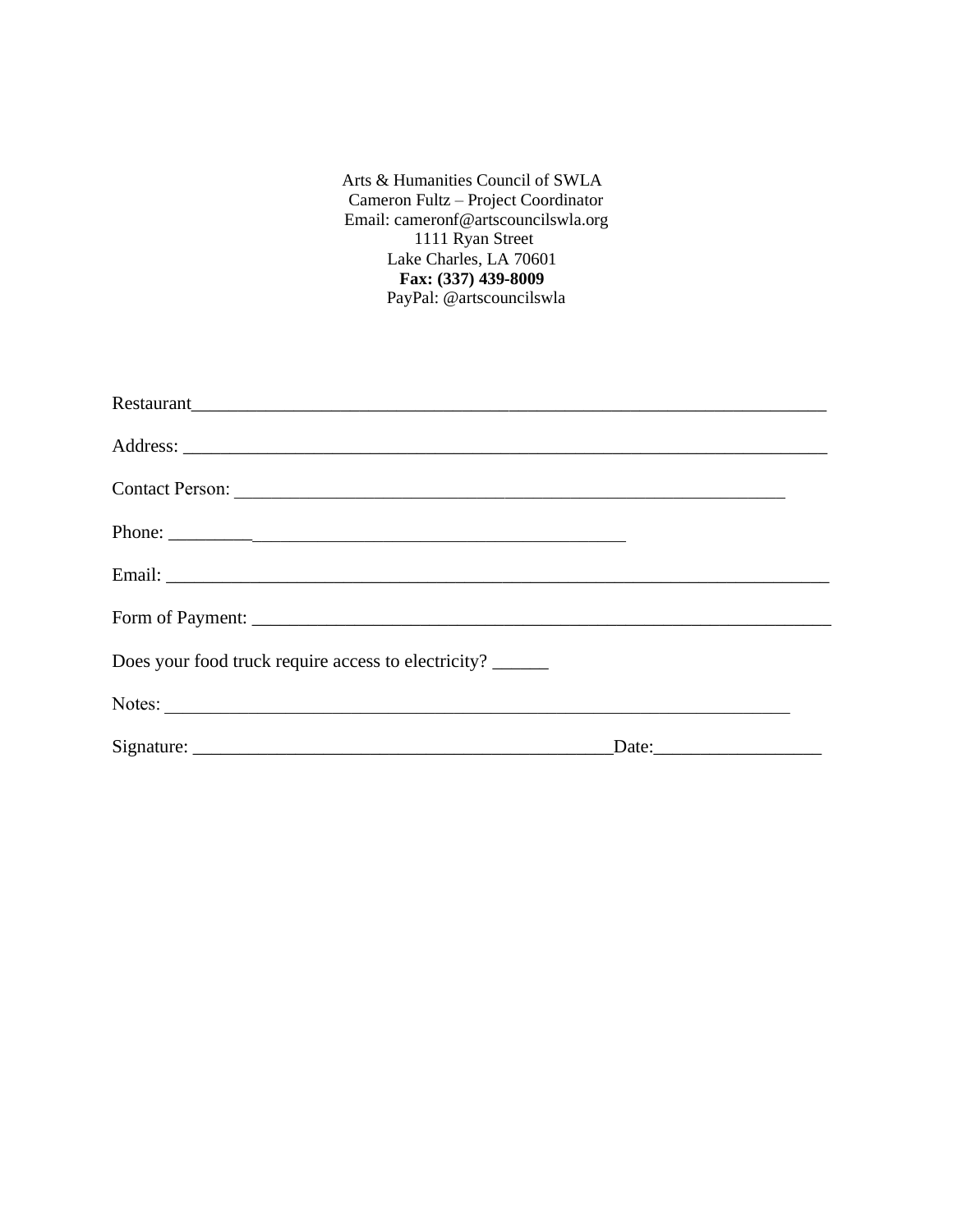Arts & Humanities Council of SWLA
Cameron Fultz – Project Coordinator
Email: cameronf@artscouncilswla.org
1111 Ryan Street
Lake Charles, LA 70601
**Fax: (337) 439-8009**
PayPal: @artscouncilswla

Restaurant______________________________________________________________________

Address: _______________________________________________________________________

Contact Person: __________________________________________________________

Phone: _________________________________________

Email: _________________________________________________________________________

Form of Payment: ________________________________________________________________

Does your food truck require access to electricity? ______

Notes: _____________________________________________________________________

Signature: _____________________________________________Date:__________________